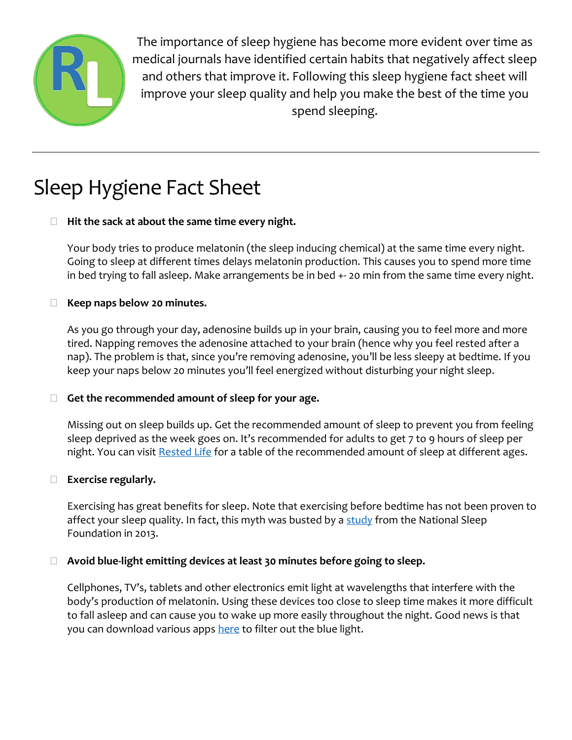The importance of sleep hygiene has become more evident over time as medical journals have identified certain habits that negatively affect sleep and others that improve it. Following this sleep hygiene fact sheet will improve your sleep quality and help you make the best of the time you spend sleeping.

---

# Sleep Hygiene Fact Sheet

- **Hit the sack at about the same time every night.**

  Your body tries to produce melatonin (the sleep inducing chemical) at the same time every night. Going to sleep at different times delays melatonin production. This causes you to spend more time in bed trying to fall asleep. Make arrangements be in bed +- 20 min from the same time every night.

- **Keep naps below 20 minutes.**

  As you go through your day, adenosine builds up in your brain, causing you to feel more and more tired. Napping removes the adenosine attached to your brain (hence why you feel rested after a nap). The problem is that, since you're removing adenosine, you'll be less sleepy at bedtime. If you keep your naps below 20 minutes you'll feel energized without disturbing your night sleep.

- **Get the recommended amount of sleep for your age.**

  Missing out on sleep builds up. Get the recommended amount of sleep to prevent you from feeling sleep deprived as the week goes on. It's recommended for adults to get 7 to 9 hours of sleep per night. You can visit Rested Life for a table of the recommended amount of sleep at different ages.

- **Exercise regularly.**

  Exercising has great benefits for sleep. Note that exercising before bedtime has not been proven to affect your sleep quality. In fact, this myth was busted by a study from the National Sleep Foundation in 2013.

- **Avoid blue-light emitting devices at least 30 minutes before going to sleep.**

  Cellphones, TV's, tablets and other electronics emit light at wavelengths that interfere with the body's production of melatonin. Using these devices too close to sleep time makes it more difficult to fall asleep and can cause you to wake up more easily throughout the night. Good news is that you can download various apps here to filter out the blue light.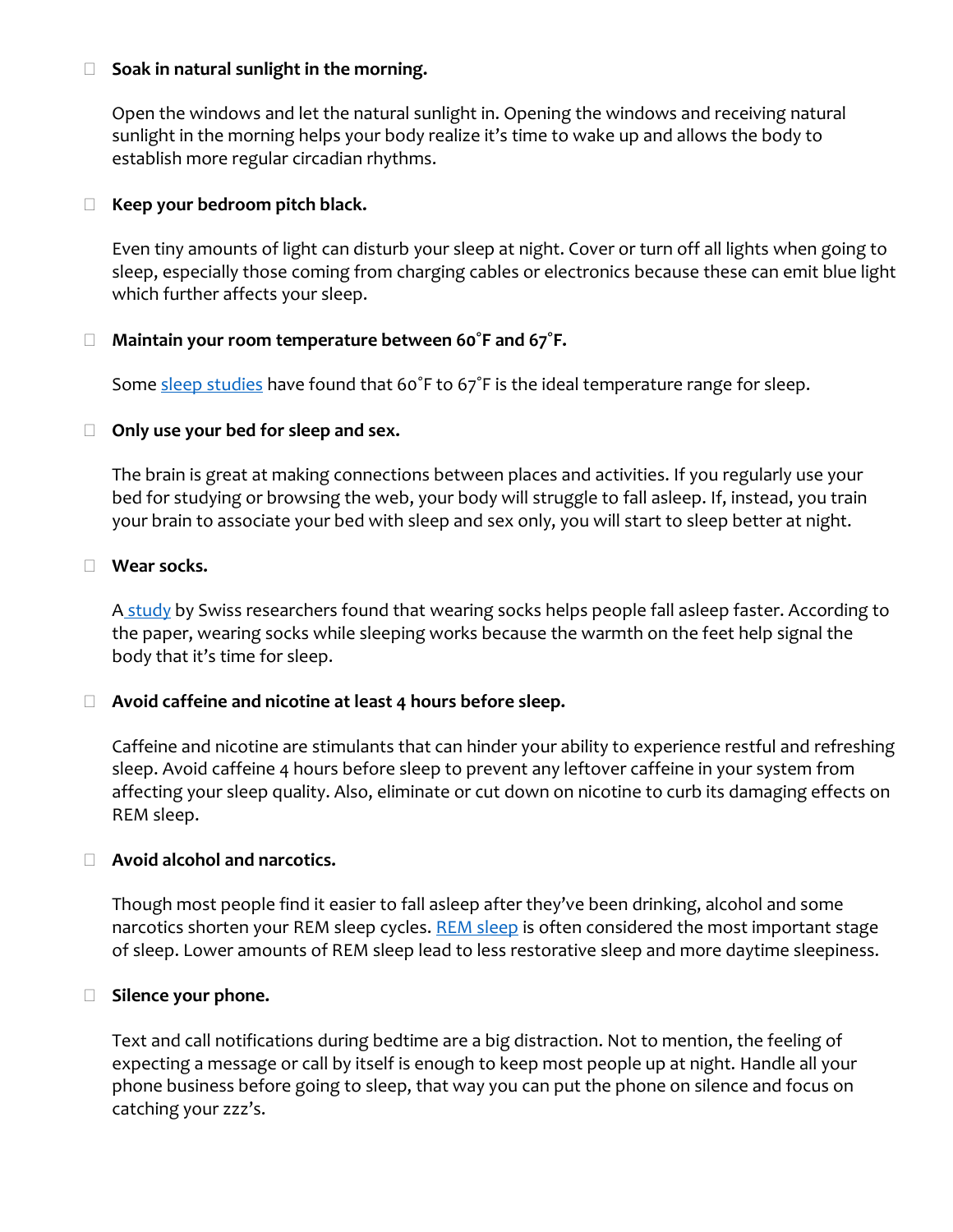- **Soak in natural sunlight in the morning.**

  Open the windows and let the natural sunlight in. Opening the windows and receiving natural sunlight in the morning helps your body realize it's time to wake up and allows the body to establish more regular circadian rhythms.

- **Keep your bedroom pitch black.**

  Even tiny amounts of light can disturb your sleep at night. Cover or turn off all lights when going to sleep, especially those coming from charging cables or electronics because these can emit blue light which further affects your sleep.

- **Maintain your room temperature between 60˚F and 67˚F.**

  Some sleep studies have found that 60˚F to 67˚F is the ideal temperature range for sleep.

- **Only use your bed for sleep and sex.**

  The brain is great at making connections between places and activities. If you regularly use your bed for studying or browsing the web, your body will struggle to fall asleep. If, instead, you train your brain to associate your bed with sleep and sex only, you will start to sleep better at night.

- **Wear socks.**

  A study by Swiss researchers found that wearing socks helps people fall asleep faster. According to the paper, wearing socks while sleeping works because the warmth on the feet help signal the body that it's time for sleep.

- **Avoid caffeine and nicotine at least 4 hours before sleep.**

  Caffeine and nicotine are stimulants that can hinder your ability to experience restful and refreshing sleep. Avoid caffeine 4 hours before sleep to prevent any leftover caffeine in your system from affecting your sleep quality. Also, eliminate or cut down on nicotine to curb its damaging effects on REM sleep.

- **Avoid alcohol and narcotics.**

  Though most people find it easier to fall asleep after they've been drinking, alcohol and some narcotics shorten your REM sleep cycles. REM sleep is often considered the most important stage of sleep. Lower amounts of REM sleep lead to less restorative sleep and more daytime sleepiness.

- **Silence your phone.**

  Text and call notifications during bedtime are a big distraction. Not to mention, the feeling of expecting a message or call by itself is enough to keep most people up at night. Handle all your phone business before going to sleep, that way you can put the phone on silence and focus on catching your zzz's.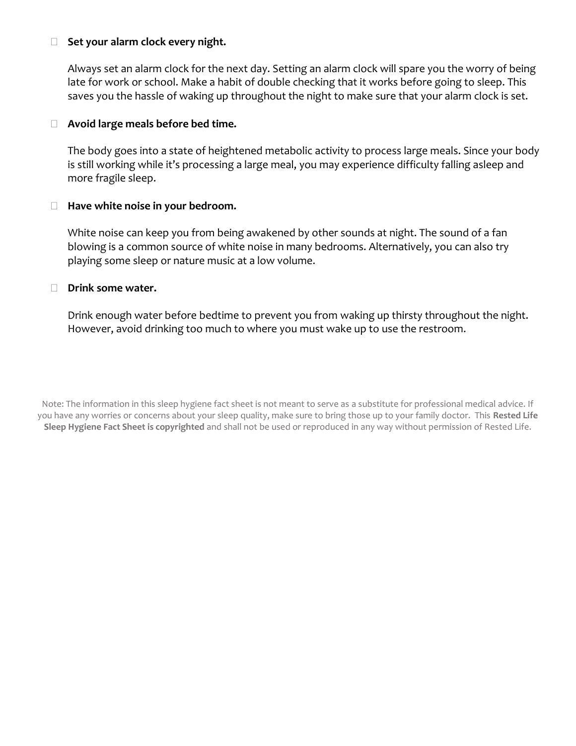- [ ] **Set your alarm clock every night.**

  Always set an alarm clock for the next day. Setting an alarm clock will spare you the worry of being late for work or school. Make a habit of double checking that it works before going to sleep. This saves you the hassle of waking up throughout the night to make sure that your alarm clock is set.

- [ ] **Avoid large meals before bed time.**

  The body goes into a state of heightened metabolic activity to process large meals. Since your body is still working while it's processing a large meal, you may experience difficulty falling asleep and more fragile sleep.

- [ ] **Have white noise in your bedroom.**

  White noise can keep you from being awakened by other sounds at night. The sound of a fan blowing is a common source of white noise in many bedrooms. Alternatively, you can also try playing some sleep or nature music at a low volume.

- [ ] **Drink some water.**

  Drink enough water before bedtime to prevent you from waking up thirsty throughout the night. However, avoid drinking too much to where you must wake up to use the restroom.

Note: The information in this sleep hygiene fact sheet is not meant to serve as a substitute for professional medical advice. If you have any worries or concerns about your sleep quality, make sure to bring those up to your family doctor. This **Rested Life Sleep Hygiene Fact Sheet is copyrighted** and shall not be used or reproduced in any way without permission of Rested Life.